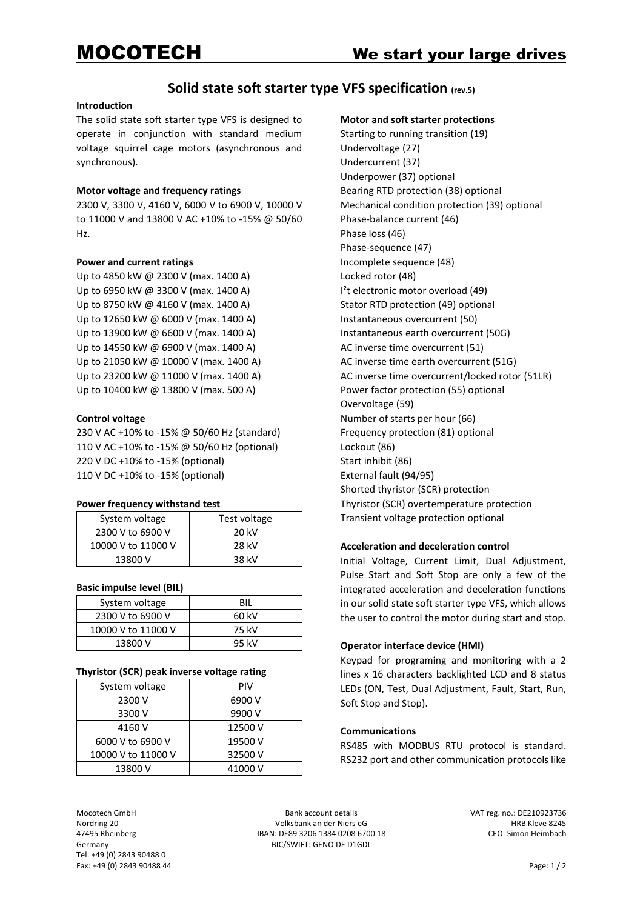# MOCOTECH — We start your large drives

## Solid state soft starter type VFS specification (rev.5)

**Introduction**

The solid state soft starter type VFS is designed to operate in conjunction with standard medium voltage squirrel cage motors (asynchronous and synchronous).

**Motor voltage and frequency ratings**

2300 V, 3300 V, 4160 V, 6000 V to 6900 V, 10000 V to 11000 V and 13800 V AC +10% to -15% @ 50/60 Hz.

**Power and current ratings**

Up to 4850 kW @ 2300 V (max. 1400 A)
Up to 6950 kW @ 3300 V (max. 1400 A)
Up to 8750 kW @ 4160 V (max. 1400 A)
Up to 12650 kW @ 6000 V (max. 1400 A)
Up to 13900 kW @ 6600 V (max. 1400 A)
Up to 14550 kW @ 6900 V (max. 1400 A)
Up to 21050 kW @ 10000 V (max. 1400 A)
Up to 23200 kW @ 11000 V (max. 1400 A)
Up to 10400 kW @ 13800 V (max. 500 A)

**Control voltage**

230 V AC +10% to -15% @ 50/60 Hz (standard)
110 V AC +10% to -15% @ 50/60 Hz (optional)
220 V DC +10% to -15% (optional)
110 V DC +10% to -15% (optional)

**Power frequency withstand test**

| System voltage | Test voltage |
|---|---|
| 2300 V to 6900 V | 20 kV |
| 10000 V to 11000 V | 28 kV |
| 13800 V | 38 kV |

**Basic impulse level (BIL)**

| System voltage | BIL |
|---|---|
| 2300 V to 6900 V | 60 kV |
| 10000 V to 11000 V | 75 kV |
| 13800 V | 95 kV |

**Thyristor (SCR) peak inverse voltage rating**

| System voltage | PIV |
|---|---|
| 2300 V | 6900 V |
| 3300 V | 9900 V |
| 4160 V | 12500 V |
| 6000 V to 6900 V | 19500 V |
| 10000 V to 11000 V | 32500 V |
| 13800 V | 41000 V |

**Motor and soft starter protections**

Starting to running transition (19)
Undervoltage (27)
Undercurrent (37)
Underpower (37) optional
Bearing RTD protection (38) optional
Mechanical condition protection (39) optional
Phase-balance current (46)
Phase loss (46)
Phase-sequence (47)
Incomplete sequence (48)
Locked rotor (48)
$I^2t$ electronic motor overload (49)
Stator RTD protection (49) optional
Instantaneous overcurrent (50)
Instantaneous earth overcurrent (50G)
AC inverse time overcurrent (51)
AC inverse time earth overcurrent (51G)
AC inverse time overcurrent/locked rotor (51LR)
Power factor protection (55) optional
Overvoltage (59)
Number of starts per hour (66)
Frequency protection (81) optional
Lockout (86)
Start inhibit (86)
External fault (94/95)
Shorted thyristor (SCR) protection
Thyristor (SCR) overtemperature protection
Transient voltage protection optional

**Acceleration and deceleration control**

Initial Voltage, Current Limit, Dual Adjustment, Pulse Start and Soft Stop are only a few of the integrated acceleration and deceleration functions in our solid state soft starter type VFS, which allows the user to control the motor during start and stop.

**Operator interface device (HMI)**

Keypad for programing and monitoring with a 2 lines x 16 characters backlighted LCD and 8 status LEDs (ON, Test, Dual Adjustment, Fault, Start, Run, Soft Stop and Stop).

**Communications**

RS485 with MODBUS RTU protocol is standard. RS232 port and other communication protocols like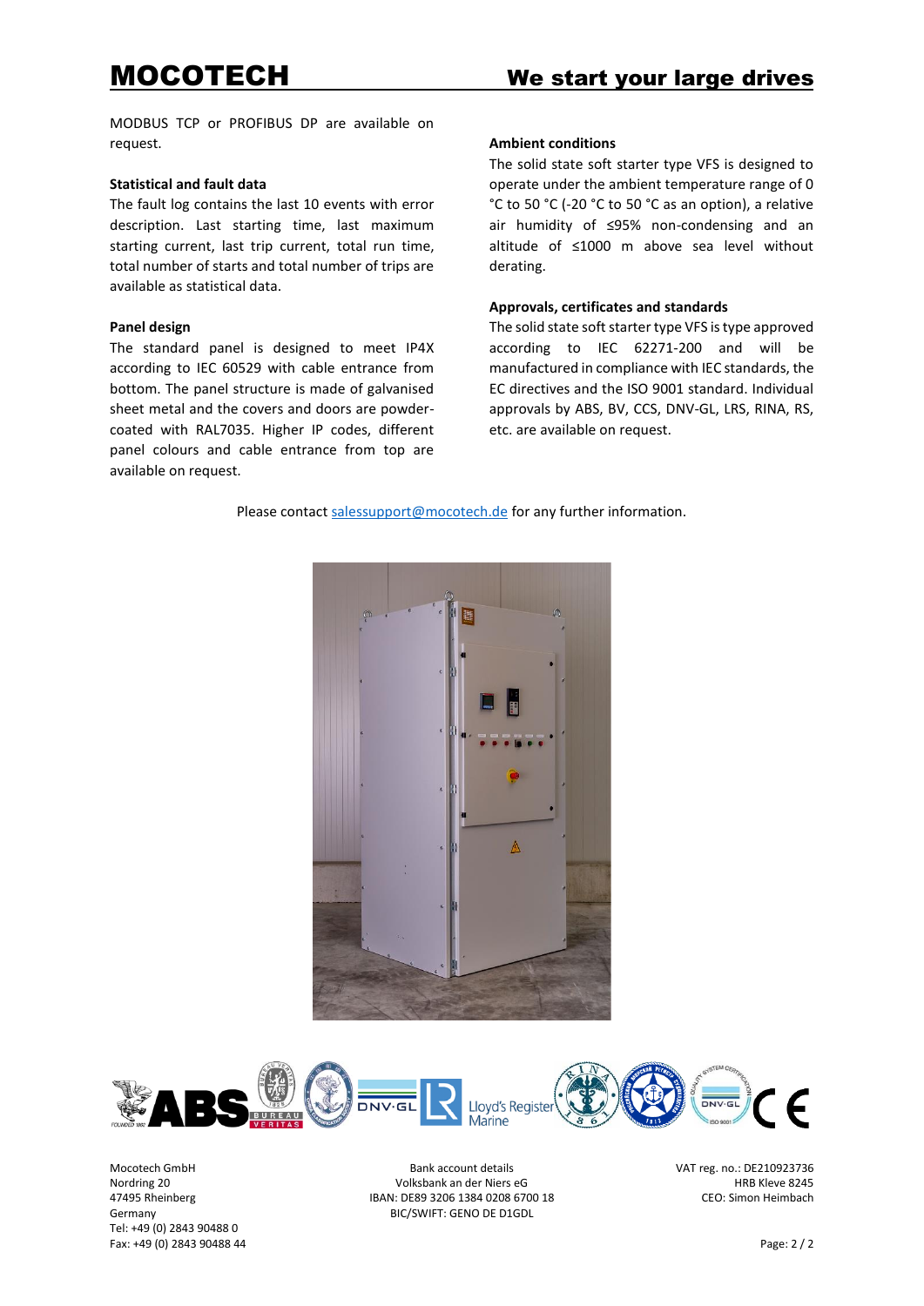MODBUS TCP or PROFIBUS DP are available on request.

**Statistical and fault data**

The fault log contains the last 10 events with error description. Last starting time, last maximum starting current, last trip current, total run time, total number of starts and total number of trips are available as statistical data.

**Panel design**

The standard panel is designed to meet IP4X according to IEC 60529 with cable entrance from bottom. The panel structure is made of galvanised sheet metal and the covers and doors are powder-coated with RAL7035. Higher IP codes, different panel colours and cable entrance from top are available on request.

**Ambient conditions**

The solid state soft starter type VFS is designed to operate under the ambient temperature range of 0 °C to 50 °C (-20 °C to 50 °C as an option), a relative air humidity of ≤95% non-condensing and an altitude of ≤1000 m above sea level without derating.

**Approvals, certificates and standards**

The solid state soft starter type VFS is type approved according to IEC 62271-200 and will be manufactured in compliance with IEC standards, the EC directives and the ISO 9001 standard. Individual approvals by ABS, BV, CCS, DNV-GL, LRS, RINA, RS, etc. are available on request.

Please contact salessupport@mocotech.de for any further information.

Mocotech GmbH
Nordring 20
47495 Rheinberg
Germany
Tel: +49 (0) 2843 90488 0
Fax: +49 (0) 2843 90488 44

Bank account details
Volksbank an der Niers eG
IBAN: DE89 3206 1384 0208 6700 18
BIC/SWIFT: GENO DE D1GDL

VAT reg. no.: DE210923736
HRB Kleve 8245
CEO: Simon Heimbach